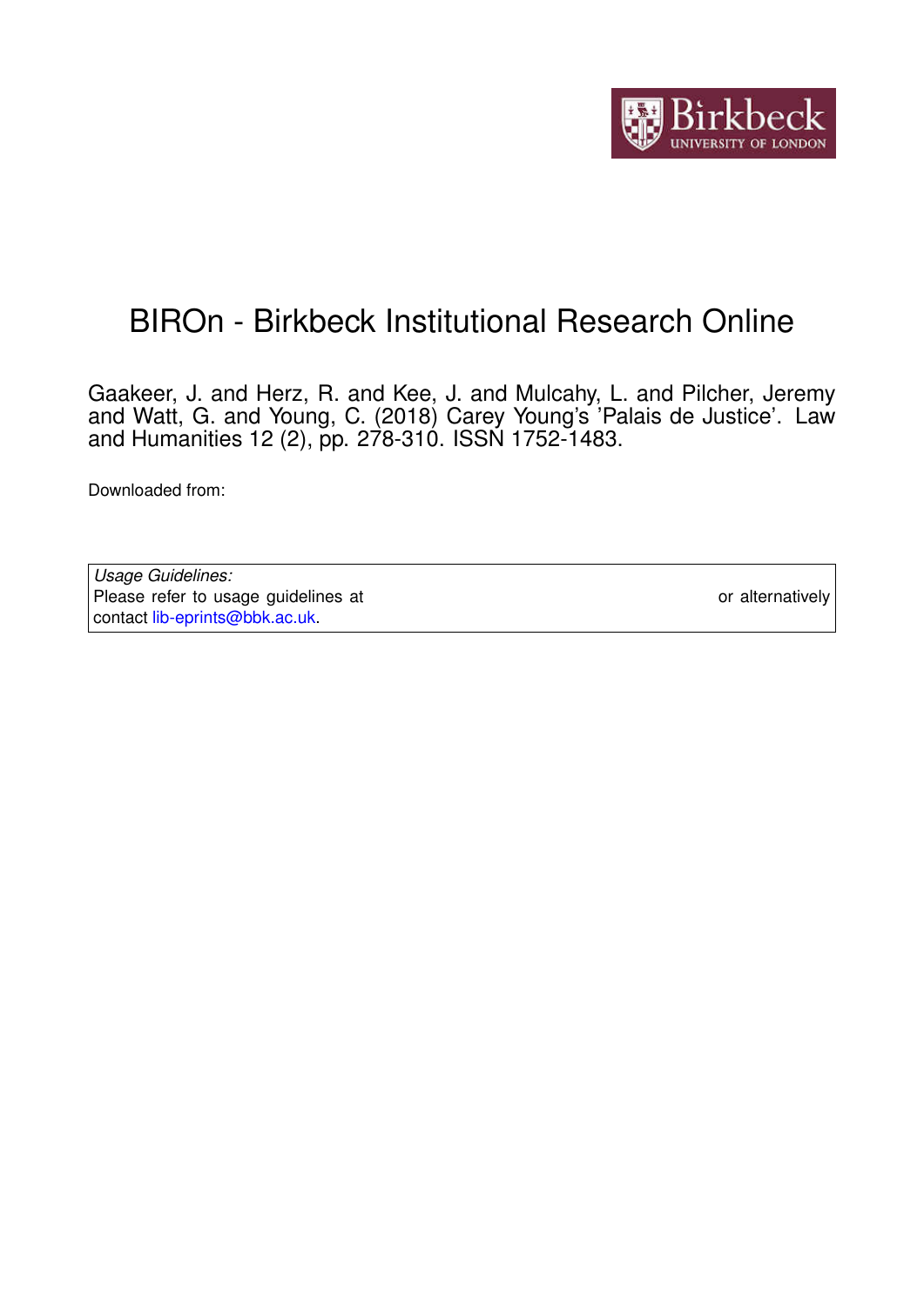# BIROn - Birkbeck Institutional Research Online

Gaakeer, J. and Herz, R. and Kee, J. and Mulcahy, L. and Pilcher, Jeremy and Watt, G. and Young, C. (2018) Carey Young's 'Palais de Justice'. Law and Humanities 12 (2), pp. 278-310. ISSN 1752-1483.

Downloaded from:

| *Usage Guidelines:* Please refer to usage guidelines at or alternatively contact lib-eprints@bbk.ac.uk. |
|---|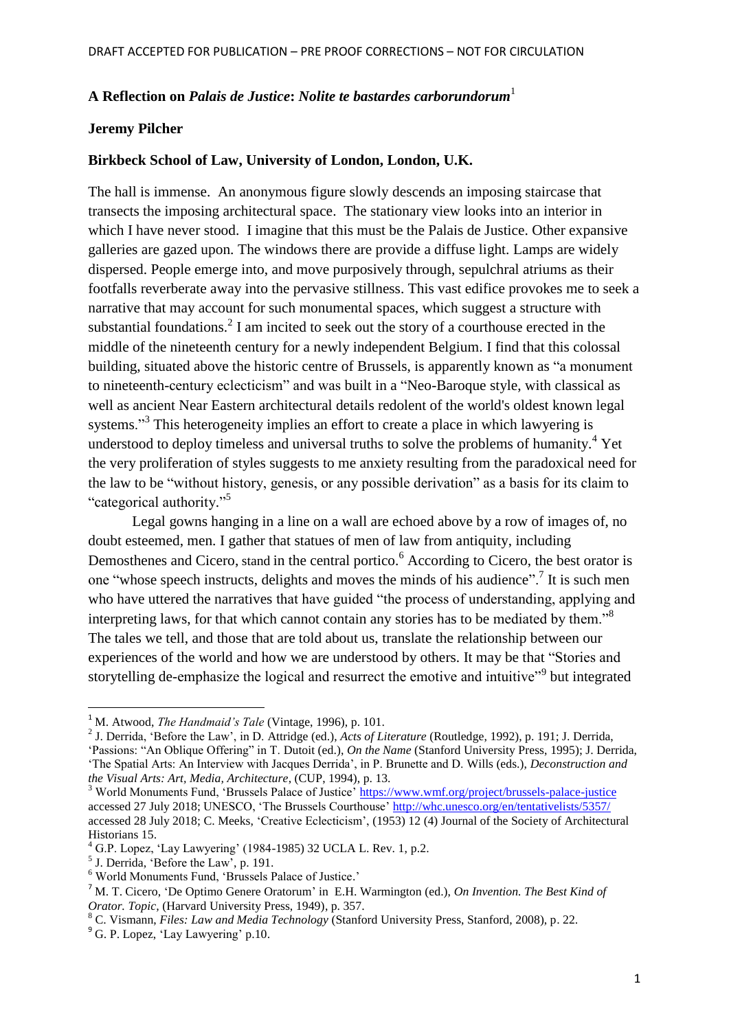DRAFT ACCEPTED FOR PUBLICATION – PRE PROOF CORRECTIONS – NOT FOR CIRCULATION

**A Reflection on *Palais de Justice*: *Nolite te bastardes carborundorum***[1]

**Jeremy Pilcher**

**Birkbeck School of Law, University of London, London, U.K.**

The hall is immense. An anonymous figure slowly descends an imposing staircase that transects the imposing architectural space. The stationary view looks into an interior in which I have never stood. I imagine that this must be the Palais de Justice. Other expansive galleries are gazed upon. The windows there are provide a diffuse light. Lamps are widely dispersed. People emerge into, and move purposively through, sepulchral atriums as their footfalls reverberate away into the pervasive stillness. This vast edifice provokes me to seek a narrative that may account for such monumental spaces, which suggest a structure with substantial foundations.[2] I am incited to seek out the story of a courthouse erected in the middle of the nineteenth century for a newly independent Belgium. I find that this colossal building, situated above the historic centre of Brussels, is apparently known as "a monument to nineteenth-century eclecticism" and was built in a "Neo-Baroque style, with classical as well as ancient Near Eastern architectural details redolent of the world's oldest known legal systems."[3] This heterogeneity implies an effort to create a place in which lawyering is understood to deploy timeless and universal truths to solve the problems of humanity.[4] Yet the very proliferation of styles suggests to me anxiety resulting from the paradoxical need for the law to be "without history, genesis, or any possible derivation" as a basis for its claim to "categorical authority."[5]

Legal gowns hanging in a line on a wall are echoed above by a row of images of, no doubt esteemed, men. I gather that statues of men of law from antiquity, including Demosthenes and Cicero, stand in the central portico.[6] According to Cicero, the best orator is one "whose speech instructs, delights and moves the minds of his audience".[7] It is such men who have uttered the narratives that have guided "the process of understanding, applying and interpreting laws, for that which cannot contain any stories has to be mediated by them."[8] The tales we tell, and those that are told about us, translate the relationship between our experiences of the world and how we are understood by others. It may be that "Stories and storytelling de-emphasize the logical and resurrect the emotive and intuitive"[9] but integrated

---

[1] M. Atwood, *The Handmaid's Tale* (Vintage, 1996), p. 101.

[2] J. Derrida, 'Before the Law', in D. Attridge (ed.), *Acts of Literature* (Routledge, 1992), p. 191; J. Derrida, 'Passions: "An Oblique Offering" in T. Dutoit (ed.), *On the Name* (Stanford University Press, 1995); J. Derrida, 'The Spatial Arts: An Interview with Jacques Derrida', in P. Brunette and D. Wills (eds.), *Deconstruction and the Visual Arts: Art, Media, Architecture*, (CUP, 1994), p. 13.

[3] World Monuments Fund, 'Brussels Palace of Justice' https://www.wmf.org/project/brussels-palace-justice accessed 27 July 2018; UNESCO, 'The Brussels Courthouse' http://whc.unesco.org/en/tentativelists/5357/ accessed 28 July 2018; C. Meeks, 'Creative Eclecticism', (1953) 12 (4) Journal of the Society of Architectural Historians 15.

[4] G.P. Lopez, 'Lay Lawyering' (1984-1985) 32 UCLA L. Rev. 1, p.2.

[5] J. Derrida, 'Before the Law', p. 191.

[6] World Monuments Fund, 'Brussels Palace of Justice.'

[7] M. T. Cicero, 'De Optimo Genere Oratorum' in E.H. Warmington (ed.), *On Invention. The Best Kind of Orator. Topic*, (Harvard University Press, 1949), p. 357.

[8] C. Vismann, *Files: Law and Media Technology* (Stanford University Press, Stanford, 2008), p. 22.

[9] G. P. Lopez, 'Lay Lawyering' p.10.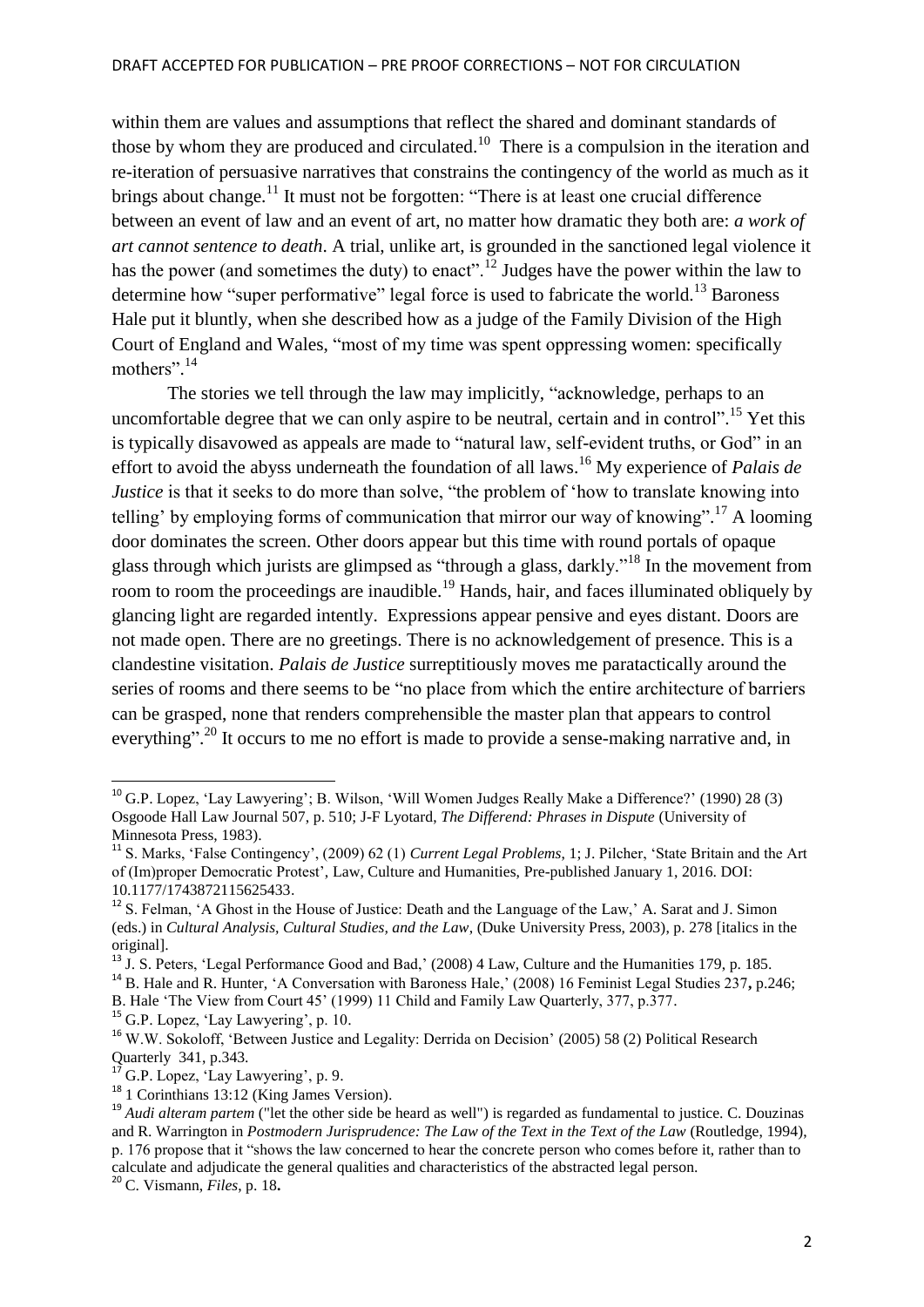within them are values and assumptions that reflect the shared and dominant standards of those by whom they are produced and circulated.[10] There is a compulsion in the iteration and re-iteration of persuasive narratives that constrains the contingency of the world as much as it brings about change.[11] It must not be forgotten: "There is at least one crucial difference between an event of law and an event of art, no matter how dramatic they both are: *a work of art cannot sentence to death*. A trial, unlike art, is grounded in the sanctioned legal violence it has the power (and sometimes the duty) to enact".[12] Judges have the power within the law to determine how "super performative" legal force is used to fabricate the world.[13] Baroness Hale put it bluntly, when she described how as a judge of the Family Division of the High Court of England and Wales, "most of my time was spent oppressing women: specifically mothers".[14]

The stories we tell through the law may implicitly, "acknowledge, perhaps to an uncomfortable degree that we can only aspire to be neutral, certain and in control".[15] Yet this is typically disavowed as appeals are made to "natural law, self-evident truths, or God" in an effort to avoid the abyss underneath the foundation of all laws.[16] My experience of *Palais de Justice* is that it seeks to do more than solve, "the problem of 'how to translate knowing into telling' by employing forms of communication that mirror our way of knowing".[17] A looming door dominates the screen. Other doors appear but this time with round portals of opaque glass through which jurists are glimpsed as "through a glass, darkly."[18] In the movement from room to room the proceedings are inaudible.[19] Hands, hair, and faces illuminated obliquely by glancing light are regarded intently. Expressions appear pensive and eyes distant. Doors are not made open. There are no greetings. There is no acknowledgement of presence. This is a clandestine visitation. *Palais de Justice* surreptitiously moves me paratactically around the series of rooms and there seems to be "no place from which the entire architecture of barriers can be grasped, none that renders comprehensible the master plan that appears to control everything".[20] It occurs to me no effort is made to provide a sense-making narrative and, in

---

[10] G.P. Lopez, 'Lay Lawyering'; B. Wilson, 'Will Women Judges Really Make a Difference?' (1990) 28 (3) Osgoode Hall Law Journal 507, p. 510; J-F Lyotard, *The Differend: Phrases in Dispute* (University of Minnesota Press, 1983).

[11] S. Marks, 'False Contingency', (2009) 62 (1) *Current Legal Problems*, 1; J. Pilcher, 'State Britain and the Art of (Im)proper Democratic Protest', Law, Culture and Humanities, Pre-published January 1, 2016. DOI: 10.1177/1743872115625433.

[12] S. Felman, 'A Ghost in the House of Justice: Death and the Language of the Law,' A. Sarat and J. Simon (eds.) in *Cultural Analysis, Cultural Studies, and the Law*, (Duke University Press, 2003), p. 278 [italics in the original].

[13] J. S. Peters, 'Legal Performance Good and Bad,' (2008) 4 Law, Culture and the Humanities 179, p. 185.

[14] B. Hale and R. Hunter, 'A Conversation with Baroness Hale,' (2008) 16 Feminist Legal Studies 237**,** p.246; B. Hale 'The View from Court 45' (1999) 11 Child and Family Law Quarterly, 377, p.377.

[15] G.P. Lopez, 'Lay Lawyering', p. 10.

[16] W.W. Sokoloff, 'Between Justice and Legality: Derrida on Decision' (2005) 58 (2) Political Research Quarterly 341, p.343.

[17] G.P. Lopez, 'Lay Lawyering', p. 9.

[18] 1 Corinthians 13:12 (King James Version).

[19] *Audi alteram partem* ("let the other side be heard as well") is regarded as fundamental to justice. C. Douzinas and R. Warrington in *Postmodern Jurisprudence: The Law of the Text in the Text of the Law* (Routledge, 1994), p. 176 propose that it "shows the law concerned to hear the concrete person who comes before it, rather than to calculate and adjudicate the general qualities and characteristics of the abstracted legal person.

[20] C. Vismann, *Files*, p. 18**.**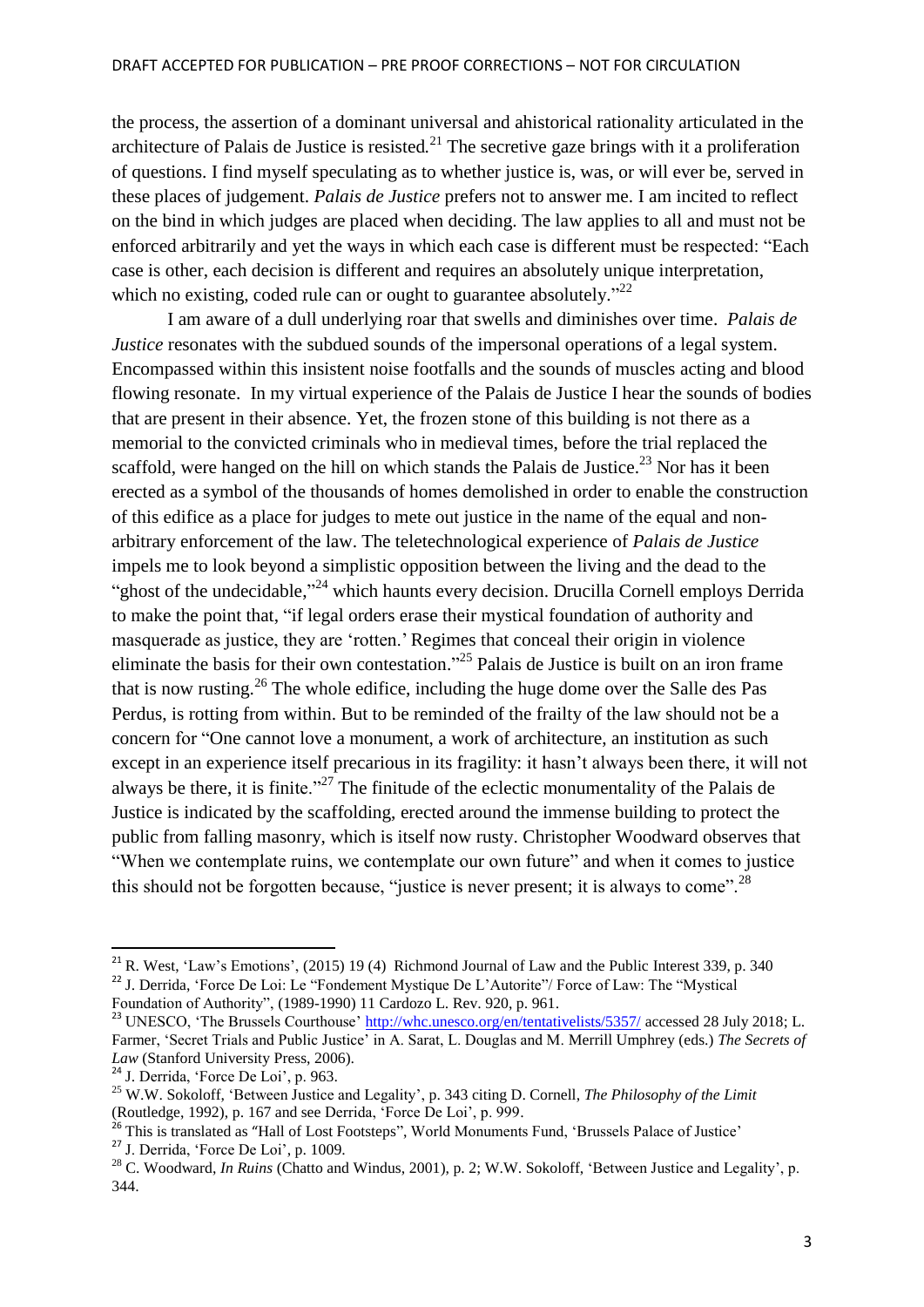the process, the assertion of a dominant universal and ahistorical rationality articulated in the architecture of Palais de Justice is resisted.[21] The secretive gaze brings with it a proliferation of questions. I find myself speculating as to whether justice is, was, or will ever be, served in these places of judgement. *Palais de Justice* prefers not to answer me. I am incited to reflect on the bind in which judges are placed when deciding. The law applies to all and must not be enforced arbitrarily and yet the ways in which each case is different must be respected: "Each case is other, each decision is different and requires an absolutely unique interpretation, which no existing, coded rule can or ought to guarantee absolutely."[22]

I am aware of a dull underlying roar that swells and diminishes over time. *Palais de Justice* resonates with the subdued sounds of the impersonal operations of a legal system. Encompassed within this insistent noise footfalls and the sounds of muscles acting and blood flowing resonate. In my virtual experience of the Palais de Justice I hear the sounds of bodies that are present in their absence. Yet, the frozen stone of this building is not there as a memorial to the convicted criminals who in medieval times, before the trial replaced the scaffold, were hanged on the hill on which stands the Palais de Justice.[23] Nor has it been erected as a symbol of the thousands of homes demolished in order to enable the construction of this edifice as a place for judges to mete out justice in the name of the equal and non-arbitrary enforcement of the law. The teletechnological experience of *Palais de Justice* impels me to look beyond a simplistic opposition between the living and the dead to the "ghost of the undecidable,"[24] which haunts every decision. Drucilla Cornell employs Derrida to make the point that, "if legal orders erase their mystical foundation of authority and masquerade as justice, they are 'rotten.' Regimes that conceal their origin in violence eliminate the basis for their own contestation."[25] Palais de Justice is built on an iron frame that is now rusting.[26] The whole edifice, including the huge dome over the Salle des Pas Perdus, is rotting from within. But to be reminded of the frailty of the law should not be a concern for "One cannot love a monument, a work of architecture, an institution as such except in an experience itself precarious in its fragility: it hasn't always been there, it will not always be there, it is finite."[27] The finitude of the eclectic monumentality of the Palais de Justice is indicated by the scaffolding, erected around the immense building to protect the public from falling masonry, which is itself now rusty. Christopher Woodward observes that "When we contemplate ruins, we contemplate our own future" and when it comes to justice this should not be forgotten because, "justice is never present; it is always to come".[28]

---

[21] R. West, 'Law's Emotions', (2015) 19 (4) Richmond Journal of Law and the Public Interest 339, p. 340

[22] J. Derrida, 'Force De Loi: Le "Fondement Mystique De L'Autorite"/ Force of Law: The "Mystical Foundation of Authority", (1989-1990) 11 Cardozo L. Rev. 920, p. 961.

[23] UNESCO, 'The Brussels Courthouse' http://whc.unesco.org/en/tentativelists/5357/ accessed 28 July 2018; L. Farmer, 'Secret Trials and Public Justice' in A. Sarat, L. Douglas and M. Merrill Umphrey (eds.) *The Secrets of Law* (Stanford University Press, 2006).

[24] J. Derrida, 'Force De Loi', p. 963.

[25] W.W. Sokoloff, 'Between Justice and Legality', p. 343 citing D. Cornell, *The Philosophy of the Limit* (Routledge, 1992), p. 167 and see Derrida, 'Force De Loi', p. 999.

[26] This is translated as "Hall of Lost Footsteps", World Monuments Fund, 'Brussels Palace of Justice'

[27] J. Derrida, 'Force De Loi', p. 1009.

[28] C. Woodward, *In Ruins* (Chatto and Windus, 2001), p. 2; W.W. Sokoloff, 'Between Justice and Legality', p. 344.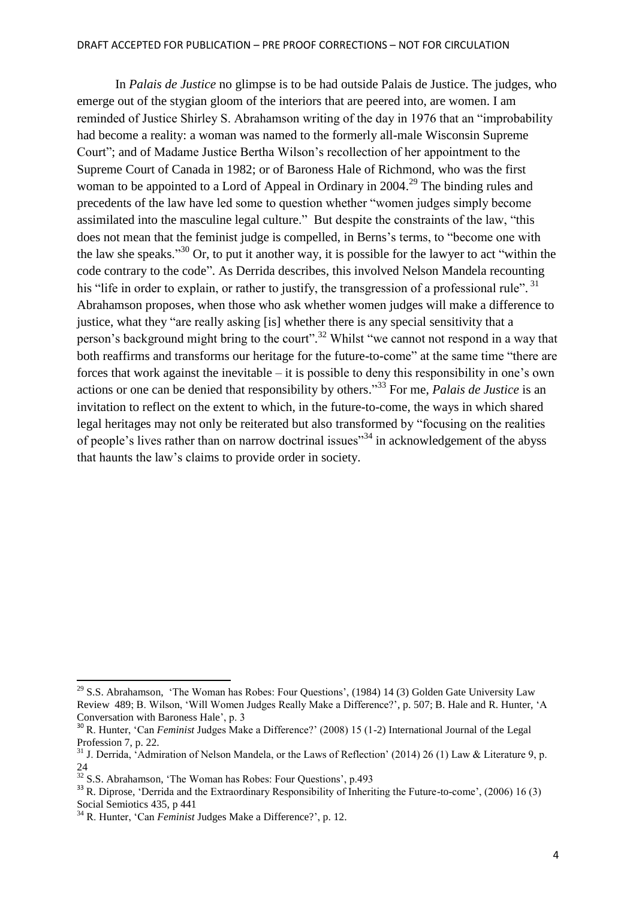In *Palais de Justice* no glimpse is to be had outside Palais de Justice. The judges, who emerge out of the stygian gloom of the interiors that are peered into, are women. I am reminded of Justice Shirley S. Abrahamson writing of the day in 1976 that an "improbability had become a reality: a woman was named to the formerly all-male Wisconsin Supreme Court"; and of Madame Justice Bertha Wilson's recollection of her appointment to the Supreme Court of Canada in 1982; or of Baroness Hale of Richmond, who was the first woman to be appointed to a Lord of Appeal in Ordinary in 2004.[29] The binding rules and precedents of the law have led some to question whether "women judges simply become assimilated into the masculine legal culture." But despite the constraints of the law, "this does not mean that the feminist judge is compelled, in Berns's terms, to "become one with the law she speaks."[30] Or, to put it another way, it is possible for the lawyer to act "within the code contrary to the code". As Derrida describes, this involved Nelson Mandela recounting his "life in order to explain, or rather to justify, the transgression of a professional rule".[31] Abrahamson proposes, when those who ask whether women judges will make a difference to justice, what they "are really asking [is] whether there is any special sensitivity that a person's background might bring to the court".[32] Whilst "we cannot not respond in a way that both reaffirms and transforms our heritage for the future-to-come" at the same time "there are forces that work against the inevitable – it is possible to deny this responsibility in one's own actions or one can be denied that responsibility by others."[33] For me, *Palais de Justice* is an invitation to reflect on the extent to which, in the future-to-come, the ways in which shared legal heritages may not only be reiterated but also transformed by "focusing on the realities of people's lives rather than on narrow doctrinal issues"[34] in acknowledgement of the abyss that haunts the law's claims to provide order in society.

---

[29] S.S. Abrahamson, 'The Woman has Robes: Four Questions', (1984) 14 (3) Golden Gate University Law Review 489; B. Wilson, 'Will Women Judges Really Make a Difference?', p. 507; B. Hale and R. Hunter, 'A Conversation with Baroness Hale', p. 3

[30] R. Hunter, 'Can *Feminist* Judges Make a Difference?' (2008) 15 (1-2) International Journal of the Legal Profession 7, p. 22.

[31] J. Derrida, 'Admiration of Nelson Mandela, or the Laws of Reflection' (2014) 26 (1) Law & Literature 9, p. 24

[32] S.S. Abrahamson, 'The Woman has Robes: Four Questions', p.493

[33] R. Diprose, 'Derrida and the Extraordinary Responsibility of Inheriting the Future-to-come', (2006) 16 (3) Social Semiotics 435, p 441

[34] R. Hunter, 'Can *Feminist* Judges Make a Difference?', p. 12.